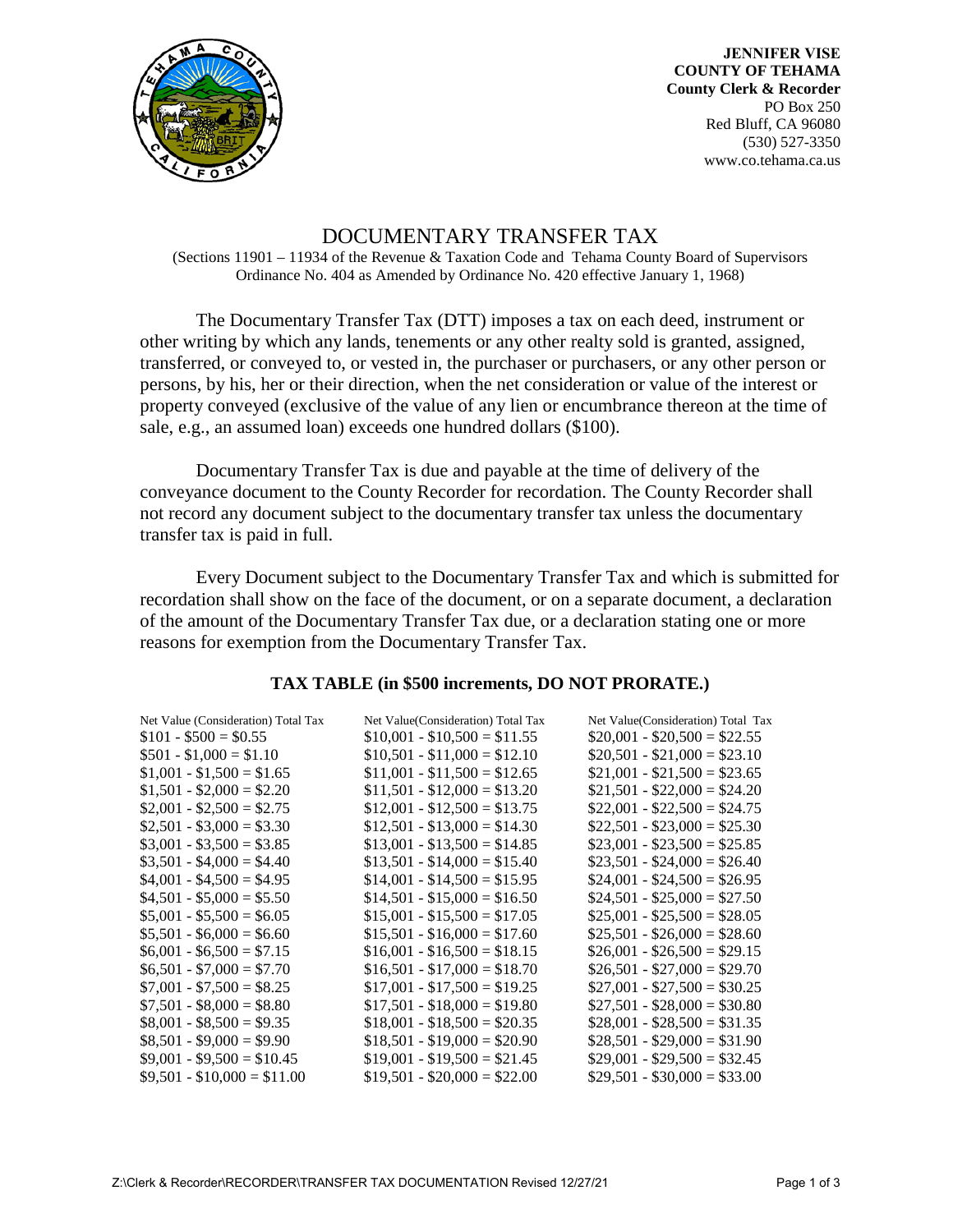**JENNIFER VISE**
**COUNTY OF TEHAMA**
**County Clerk & Recorder**
PO Box 250
Red Bluff, CA 96080
(530) 527-3350
www.co.tehama.ca.us

# DOCUMENTARY TRANSFER TAX

(Sections 11901 – 11934 of the Revenue & Taxation Code and Tehama County Board of Supervisors Ordinance No. 404 as Amended by Ordinance No. 420 effective January 1, 1968)

The Documentary Transfer Tax (DTT) imposes a tax on each deed, instrument or other writing by which any lands, tenements or any other realty sold is granted, assigned, transferred, or conveyed to, or vested in, the purchaser or purchasers, or any other person or persons, by his, her or their direction, when the net consideration or value of the interest or property conveyed (exclusive of the value of any lien or encumbrance thereon at the time of sale, e.g., an assumed loan) exceeds one hundred dollars ($100).

Documentary Transfer Tax is due and payable at the time of delivery of the conveyance document to the County Recorder for recordation. The County Recorder shall not record any document subject to the documentary transfer tax unless the documentary transfer tax is paid in full.

Every Document subject to the Documentary Transfer Tax and which is submitted for recordation shall show on the face of the document, or on a separate document, a declaration of the amount of the Documentary Transfer Tax due, or a declaration stating one or more reasons for exemption from the Documentary Transfer Tax.

## TAX TABLE (in $500 increments, DO NOT PRORATE.)

| Net Value (Consideration) Total Tax | Net Value(Consideration) Total Tax | Net Value(Consideration) Total Tax |
|---|---|---|
| $101 - $500 = $0.55 | $10,001 - $10,500 = $11.55 | $20,001 - $20,500 = $22.55 |
| $501 - $1,000 = $1.10 | $10,501 - $11,000 = $12.10 | $20,501 - $21,000 = $23.10 |
| $1,001 - $1,500 = $1.65 | $11,001 - $11,500 = $12.65 | $21,001 - $21,500 = $23.65 |
| $1,501 - $2,000 = $2.20 | $11,501 - $12,000 = $13.20 | $21,501 - $22,000 = $24.20 |
| $2,001 - $2,500 = $2.75 | $12,001 - $12,500 = $13.75 | $22,001 - $22,500 = $24.75 |
| $2,501 - $3,000 = $3.30 | $12,501 - $13,000 = $14.30 | $22,501 - $23,000 = $25.30 |
| $3,001 - $3,500 = $3.85 | $13,001 - $13,500 = $14.85 | $23,001 - $23,500 = $25.85 |
| $3,501 - $4,000 = $4.40 | $13,501 - $14,000 = $15.40 | $23,501 - $24,000 = $26.40 |
| $4,001 - $4,500 = $4.95 | $14,001 - $14,500 = $15.95 | $24,001 - $24,500 = $26.95 |
| $4,501 - $5,000 = $5.50 | $14,501 - $15,000 = $16.50 | $24,501 - $25,000 = $27.50 |
| $5,001 - $5,500 = $6.05 | $15,001 - $15,500 = $17.05 | $25,001 - $25,500 = $28.05 |
| $5,501 - $6,000 = $6.60 | $15,501 - $16,000 = $17.60 | $25,501 - $26,000 = $28.60 |
| $6,001 - $6,500 = $7.15 | $16,001 - $16,500 = $18.15 | $26,001 - $26,500 = $29.15 |
| $6,501 - $7,000 = $7.70 | $16,501 - $17,000 = $18.70 | $26,501 - $27,000 = $29.70 |
| $7,001 - $7,500 = $8.25 | $17,001 - $17,500 = $19.25 | $27,001 - $27,500 = $30.25 |
| $7,501 - $8,000 = $8.80 | $17,501 - $18,000 = $19.80 | $27,501 - $28,000 = $30.80 |
| $8,001 - $8,500 = $9.35 | $18,001 - $18,500 = $20.35 | $28,001 - $28,500 = $31.35 |
| $8,501 - $9,000 = $9.90 | $18,501 - $19,000 = $20.90 | $28,501 - $29,000 = $31.90 |
| $9,001 - $9,500 = $10.45 | $19,001 - $19,500 = $21.45 | $29,001 - $29,500 = $32.45 |
| $9,501 - $10,000 = $11.00 | $19,501 - $20,000 = $22.00 | $29,501 - $30,000 = $33.00 |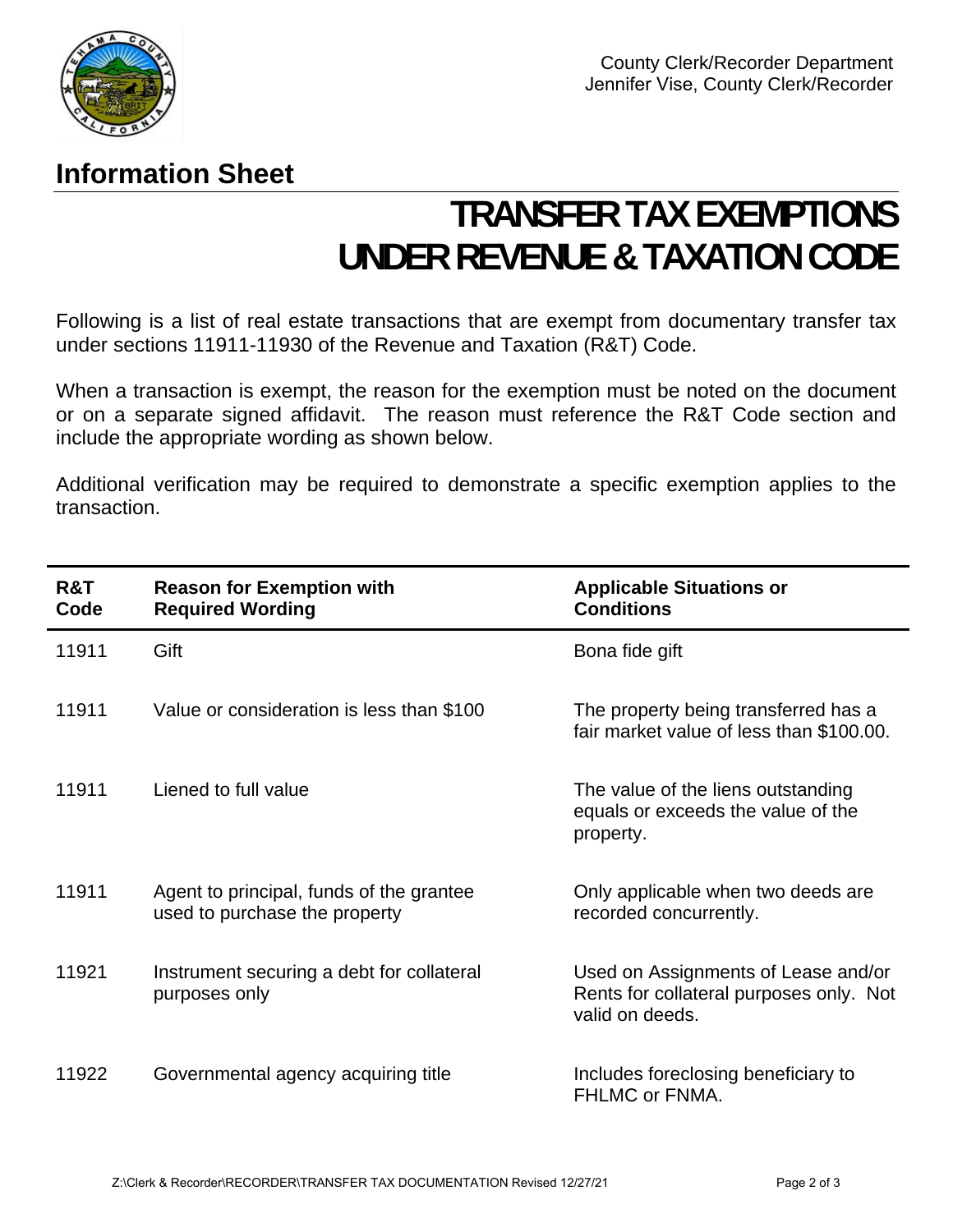County Clerk/Recorder Department
Jennifer Vise, County Clerk/Recorder

## Information Sheet

# TRANSFER TAX EXEMPTIONS UNDER REVENUE & TAXATION CODE

Following is a list of real estate transactions that are exempt from documentary transfer tax under sections 11911-11930 of the Revenue and Taxation (R&T) Code.

When a transaction is exempt, the reason for the exemption must be noted on the document or on a separate signed affidavit. The reason must reference the R&T Code section and include the appropriate wording as shown below.

Additional verification may be required to demonstrate a specific exemption applies to the transaction.

| R&T Code | Reason for Exemption with Required Wording | Applicable Situations or Conditions |
|---|---|---|
| 11911 | Gift | Bona fide gift |
| 11911 | Value or consideration is less than $100 | The property being transferred has a fair market value of less than $100.00. |
| 11911 | Liened to full value | The value of the liens outstanding equals or exceeds the value of the property. |
| 11911 | Agent to principal, funds of the grantee used to purchase the property | Only applicable when two deeds are recorded concurrently. |
| 11921 | Instrument securing a debt for collateral purposes only | Used on Assignments of Lease and/or Rents for collateral purposes only. Not valid on deeds. |
| 11922 | Governmental agency acquiring title | Includes foreclosing beneficiary to FHLMC or FNMA. |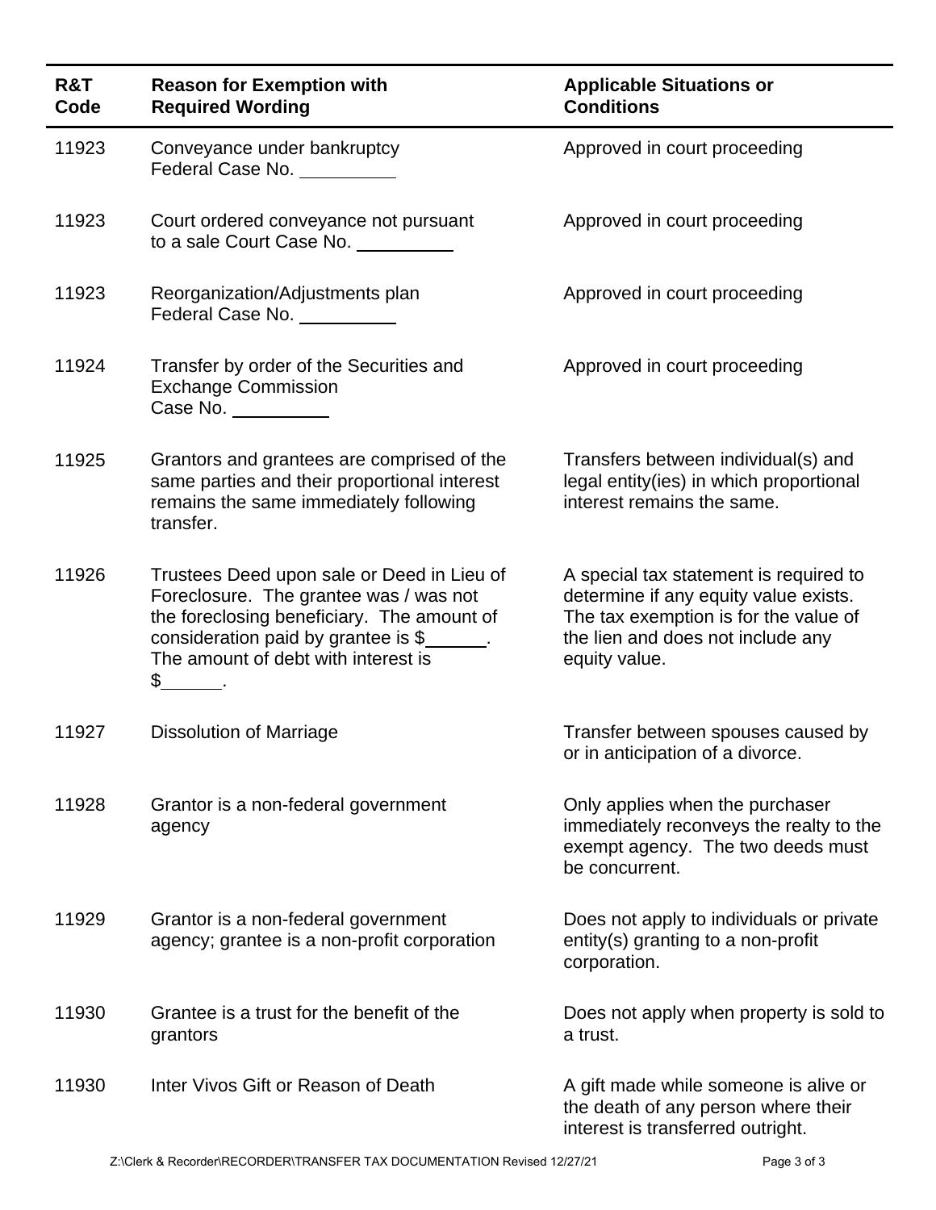| R&T Code | Reason for Exemption with Required Wording | Applicable Situations or Conditions |
|---|---|---|
| 11923 | Conveyance under bankruptcy Federal Case No. __________ | Approved in court proceeding |
| 11923 | Court ordered conveyance not pursuant to a sale Court Case No. __________ | Approved in court proceeding |
| 11923 | Reorganization/Adjustments plan Federal Case No. __________ | Approved in court proceeding |
| 11924 | Transfer by order of the Securities and Exchange Commission Case No. __________ | Approved in court proceeding |
| 11925 | Grantors and grantees are comprised of the same parties and their proportional interest remains the same immediately following transfer. | Transfers between individual(s) and legal entity(ies) in which proportional interest remains the same. |
| 11926 | Trustees Deed upon sale or Deed in Lieu of Foreclosure. The grantee was / was not the foreclosing beneficiary. The amount of consideration paid by grantee is $______. The amount of debt with interest is $______. | A special tax statement is required to determine if any equity value exists. The tax exemption is for the value of the lien and does not include any equity value. |
| 11927 | Dissolution of Marriage | Transfer between spouses caused by or in anticipation of a divorce. |
| 11928 | Grantor is a non-federal government agency | Only applies when the purchaser immediately reconveys the realty to the exempt agency. The two deeds must be concurrent. |
| 11929 | Grantor is a non-federal government agency; grantee is a non-profit corporation | Does not apply to individuals or private entity(s) granting to a non-profit corporation. |
| 11930 | Grantee is a trust for the benefit of the grantors | Does not apply when property is sold to a trust. |
| 11930 | Inter Vivos Gift or Reason of Death | A gift made while someone is alive or the death of any person where their interest is transferred outright. |

Z:\Clerk & Recorder\RECORDER\TRANSFER TAX DOCUMENTATION Revised 12/27/21